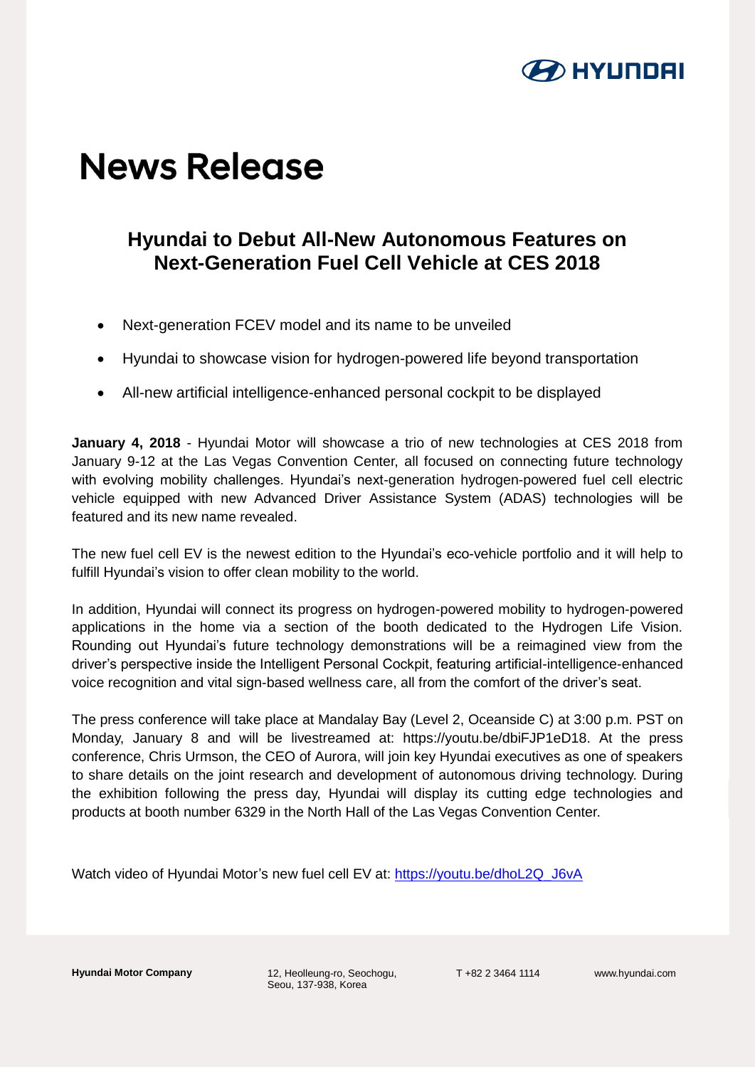# News Release

## Hyundai to Debut All-New Autonomous Features on Next-Generation Fuel Cell Vehicle at CES 2018

- Next-generation FCEV model and its name to be unveiled
- Hyundai to showcase vision for hydrogen-powered life beyond transportation
- All-new artificial intelligence-enhanced personal cockpit to be displayed

**January 4, 2018** - Hyundai Motor will showcase a trio of new technologies at CES 2018 from January 9-12 at the Las Vegas Convention Center, all focused on connecting future technology with evolving mobility challenges. Hyundai's next-generation hydrogen-powered fuel cell electric vehicle equipped with new Advanced Driver Assistance System (ADAS) technologies will be featured and its new name revealed.

The new fuel cell EV is the newest edition to the Hyundai's eco-vehicle portfolio and it will help to fulfill Hyundai's vision to offer clean mobility to the world.

In addition, Hyundai will connect its progress on hydrogen-powered mobility to hydrogen-powered applications in the home via a section of the booth dedicated to the Hydrogen Life Vision. Rounding out Hyundai's future technology demonstrations will be a reimagined view from the driver's perspective inside the Intelligent Personal Cockpit, featuring artificial-intelligence-enhanced voice recognition and vital sign-based wellness care, all from the comfort of the driver's seat.

The press conference will take place at Mandalay Bay (Level 2, Oceanside C) at 3:00 p.m. PST on Monday, January 8 and will be livestreamed at: https://youtu.be/dbiFJP1eD18. At the press conference, Chris Urmson, the CEO of Aurora, will join key Hyundai executives as one of speakers to share details on the joint research and development of autonomous driving technology. During the exhibition following the press day, Hyundai will display its cutting edge technologies and products at booth number 6329 in the North Hall of the Las Vegas Convention Center.

Watch video of Hyundai Motor's new fuel cell EV at: [https://youtu.be/dhoL2Q_J6vA](https://youtu.be/dhoL2Q_J6vA)

**Hyundai Motor Company** 12, Heolleung-ro, Seochogu, Seou, 137-938, Korea T +82 2 3464 1114 www.hyundai.com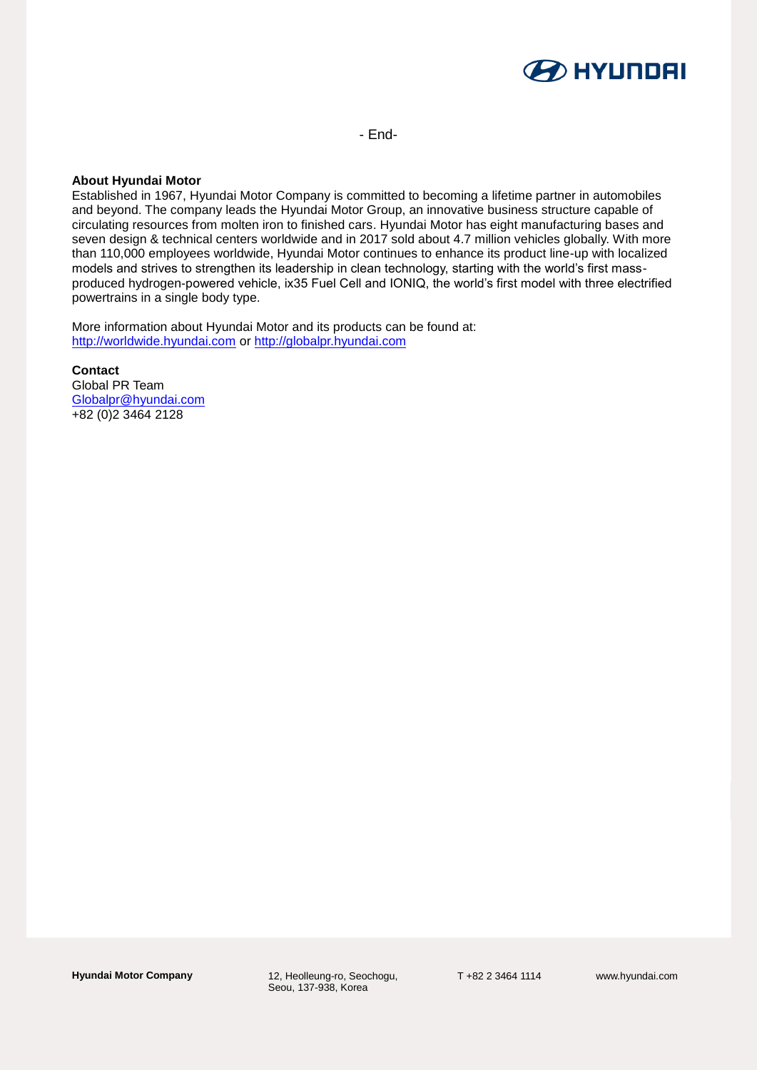- End-

**About Hyundai Motor**

Established in 1967, Hyundai Motor Company is committed to becoming a lifetime partner in automobiles and beyond. The company leads the Hyundai Motor Group, an innovative business structure capable of circulating resources from molten iron to finished cars. Hyundai Motor has eight manufacturing bases and seven design & technical centers worldwide and in 2017 sold about 4.7 million vehicles globally. With more than 110,000 employees worldwide, Hyundai Motor continues to enhance its product line-up with localized models and strives to strengthen its leadership in clean technology, starting with the world's first mass-produced hydrogen-powered vehicle, ix35 Fuel Cell and IONIQ, the world's first model with three electrified powertrains in a single body type.

More information about Hyundai Motor and its products can be found at:
http://worldwide.hyundai.com or http://globalpr.hyundai.com

**Contact**
Global PR Team
Globalpr@hyundai.com
+82 (0)2 3464 2128